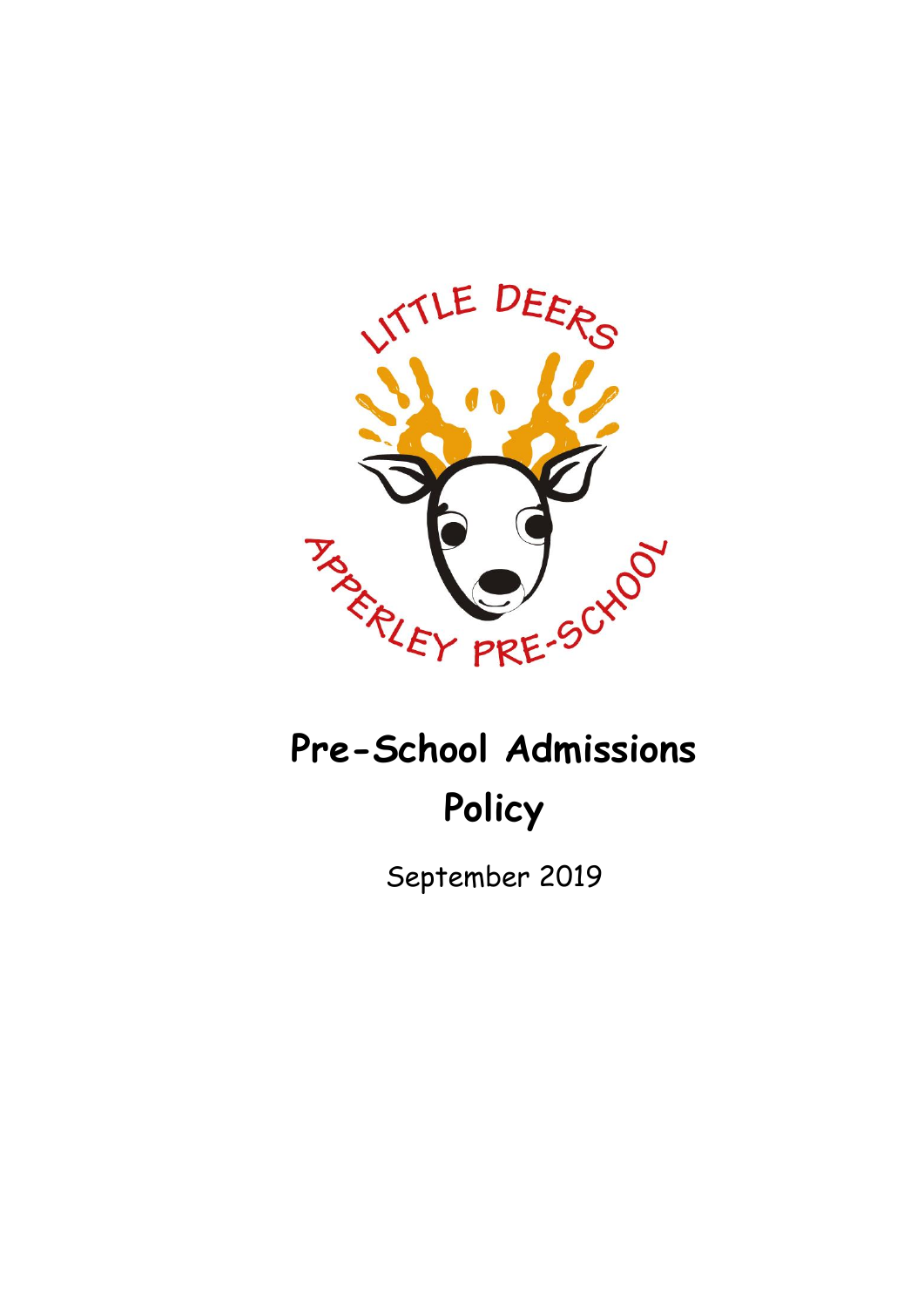# Pre-School Admissions Policy

September 2019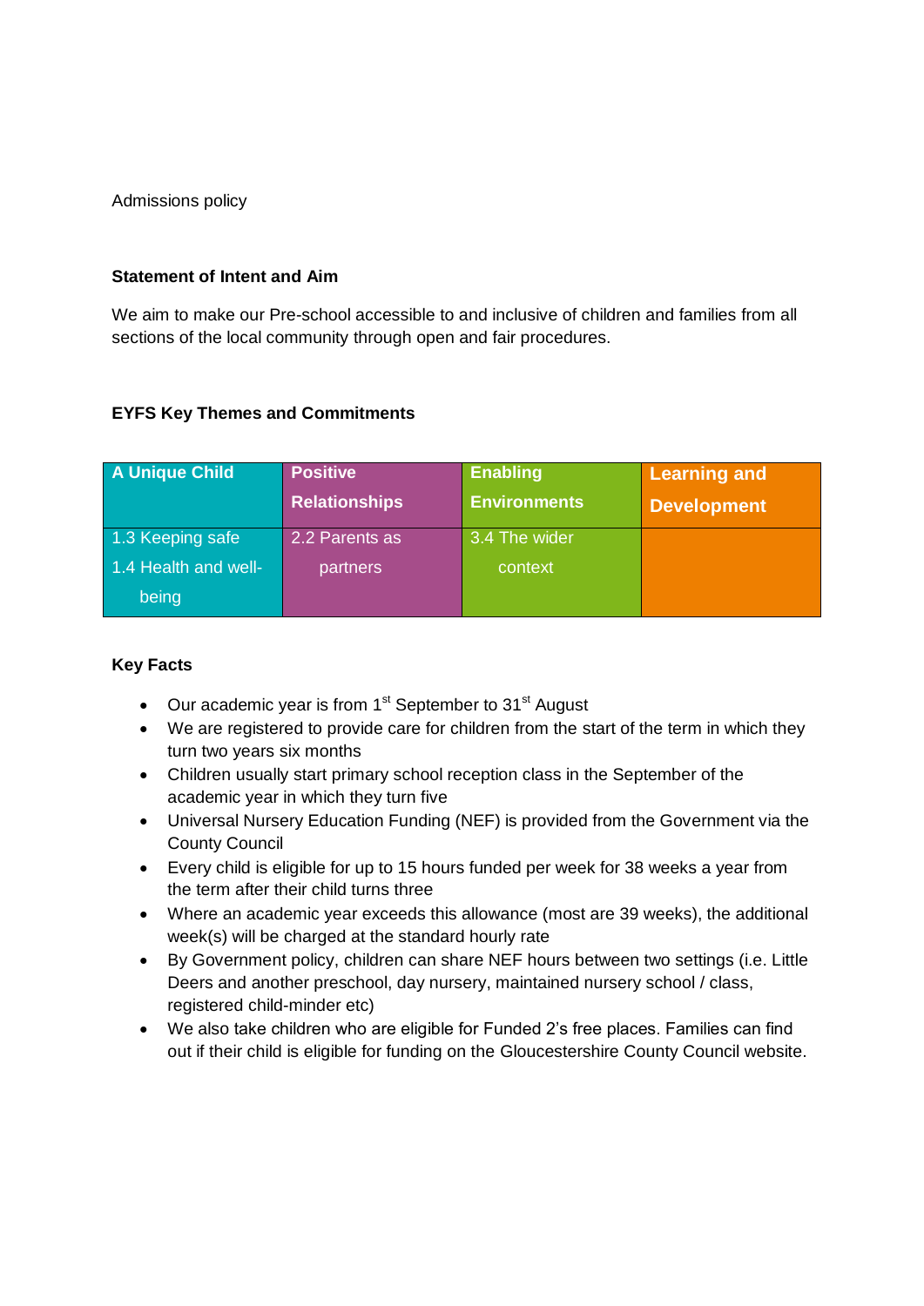Admissions policy

**Statement of Intent and Aim**

We aim to make our Pre-school accessible to and inclusive of children and families from all sections of the local community through open and fair procedures.

**EYFS Key Themes and Commitments**

| A Unique Child | Positive Relationships | Enabling Environments | Learning and Development |
|---|---|---|---|
| 1.3 Keeping safe<br>1.4 Health and well-being | 2.2 Parents as partners | 3.4 The wider context | |

**Key Facts**

- Our academic year is from 1st September to 31st August
- We are registered to provide care for children from the start of the term in which they turn two years six months
- Children usually start primary school reception class in the September of the academic year in which they turn five
- Universal Nursery Education Funding (NEF) is provided from the Government via the County Council
- Every child is eligible for up to 15 hours funded per week for 38 weeks a year from the term after their child turns three
- Where an academic year exceeds this allowance (most are 39 weeks), the additional week(s) will be charged at the standard hourly rate
- By Government policy, children can share NEF hours between two settings (i.e. Little Deers and another preschool, day nursery, maintained nursery school / class, registered child-minder etc)
- We also take children who are eligible for Funded 2's free places. Families can find out if their child is eligible for funding on the Gloucestershire County Council website.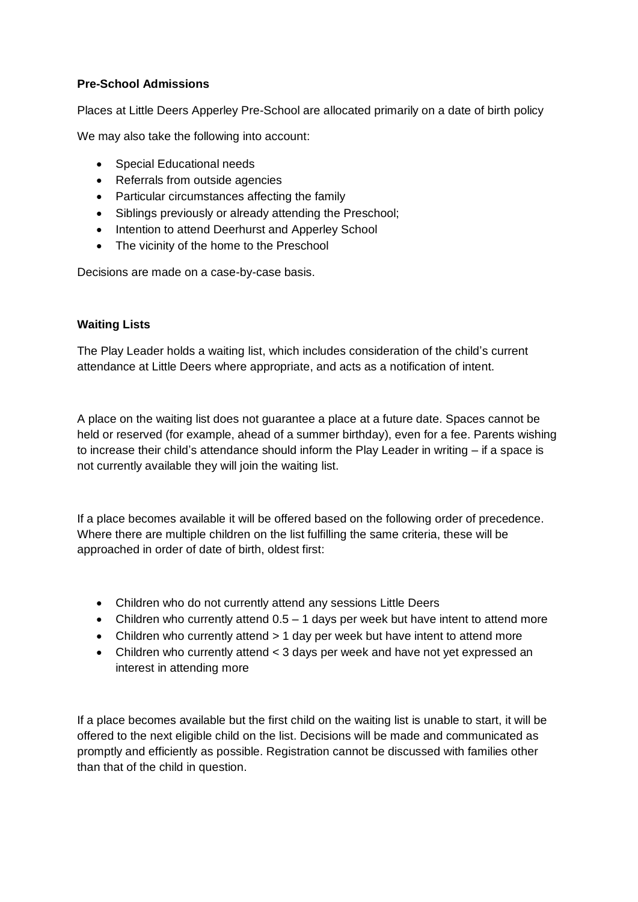**Pre-School Admissions**

Places at Little Deers Apperley Pre-School are allocated primarily on a date of birth policy

We may also take the following into account:

- Special Educational needs
- Referrals from outside agencies
- Particular circumstances affecting the family
- Siblings previously or already attending the Preschool;
- Intention to attend Deerhurst and Apperley School
- The vicinity of the home to the Preschool

Decisions are made on a case-by-case basis.

**Waiting Lists**

The Play Leader holds a waiting list, which includes consideration of the child's current attendance at Little Deers where appropriate, and acts as a notification of intent.

A place on the waiting list does not guarantee a place at a future date. Spaces cannot be held or reserved (for example, ahead of a summer birthday), even for a fee. Parents wishing to increase their child's attendance should inform the Play Leader in writing – if a space is not currently available they will join the waiting list.

If a place becomes available it will be offered based on the following order of precedence. Where there are multiple children on the list fulfilling the same criteria, these will be approached in order of date of birth, oldest first:

- Children who do not currently attend any sessions Little Deers
- Children who currently attend 0.5 – 1 days per week but have intent to attend more
- Children who currently attend > 1 day per week but have intent to attend more
- Children who currently attend < 3 days per week and have not yet expressed an interest in attending more

If a place becomes available but the first child on the waiting list is unable to start, it will be offered to the next eligible child on the list. Decisions will be made and communicated as promptly and efficiently as possible. Registration cannot be discussed with families other than that of the child in question.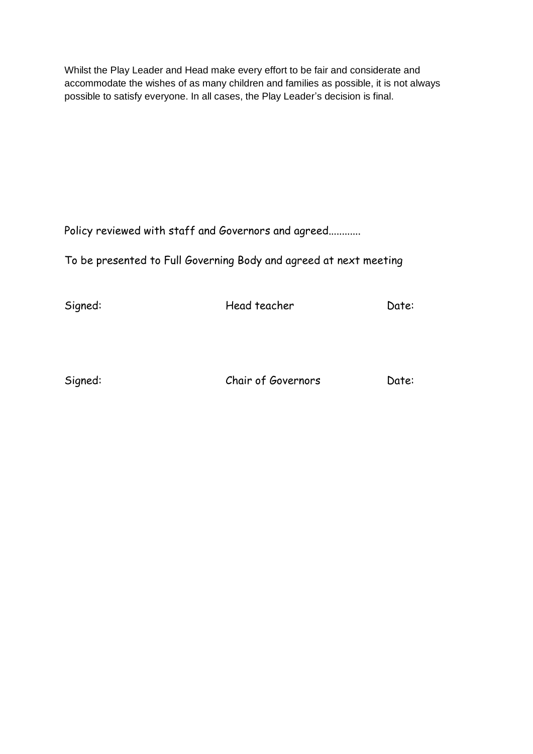Whilst the Play Leader and Head make every effort to be fair and considerate and accommodate the wishes of as many children and families as possible, it is not always possible to satisfy everyone. In all cases, the Play Leader's decision is final.

Policy reviewed with staff and Governors and agreed............

To be presented to Full Governing Body and agreed at next meeting

Signed: Head teacher Date:

Signed: Chair of Governors Date: